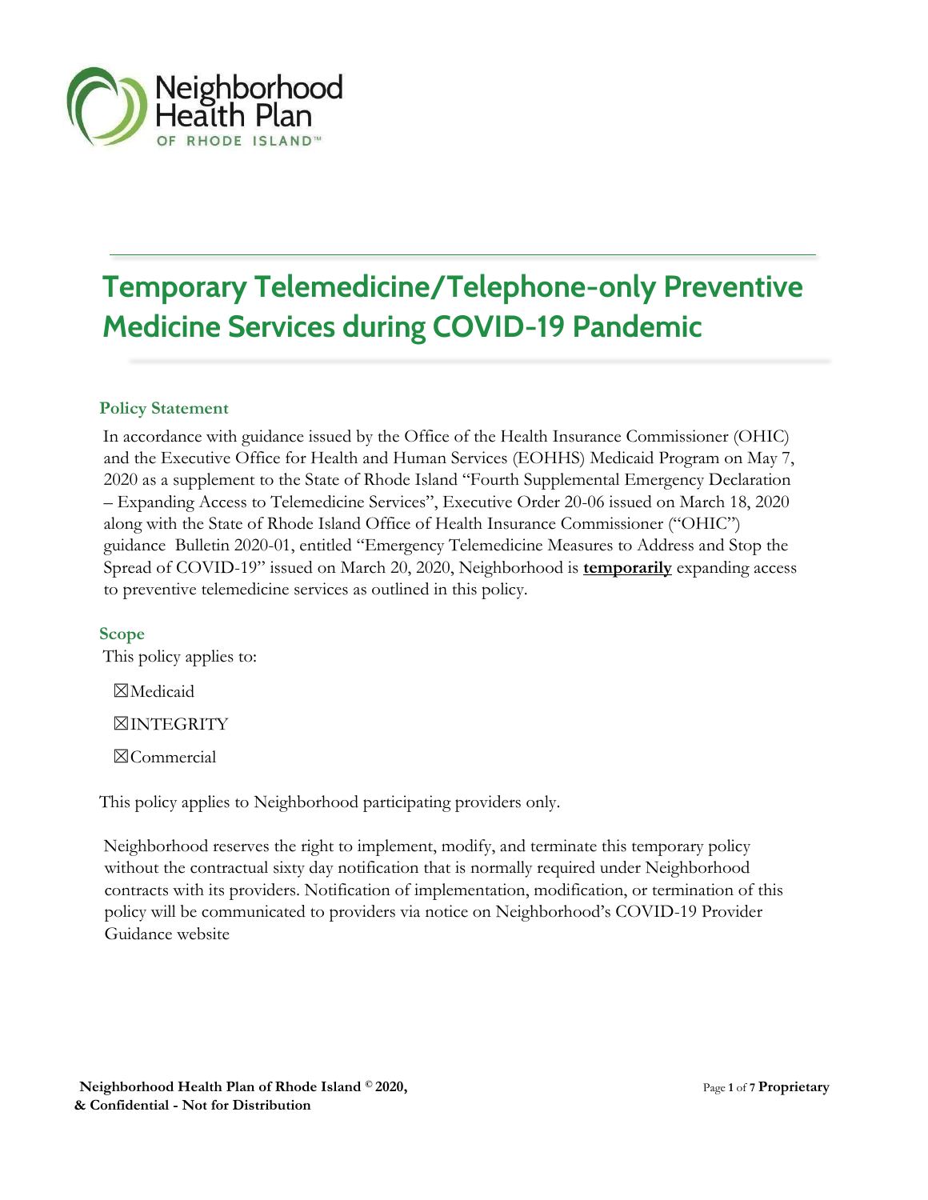# Temporary Telemedicine/Telephone-only Preventive Medicine Services during COVID-19 Pandemic

## Policy Statement

In accordance with guidance issued by the Office of the Health Insurance Commissioner (OHIC) and the Executive Office for Health and Human Services (EOHHS) Medicaid Program on May 7, 2020 as a supplement to the State of Rhode Island "Fourth Supplemental Emergency Declaration – Expanding Access to Telemedicine Services", Executive Order 20-06 issued on March 18, 2020 along with the State of Rhode Island Office of Health Insurance Commissioner ("OHIC") guidance Bulletin 2020-01, entitled "Emergency Telemedicine Measures to Address and Stop the Spread of COVID-19" issued on March 20, 2020, Neighborhood is **temporarily** expanding access to preventive telemedicine services as outlined in this policy.

## Scope

This policy applies to:

☒Medicaid

☒INTEGRITY

☒Commercial

This policy applies to Neighborhood participating providers only.

Neighborhood reserves the right to implement, modify, and terminate this temporary policy without the contractual sixty day notification that is normally required under Neighborhood contracts with its providers. Notification of implementation, modification, or termination of this policy will be communicated to providers via notice on Neighborhood's COVID-19 Provider Guidance website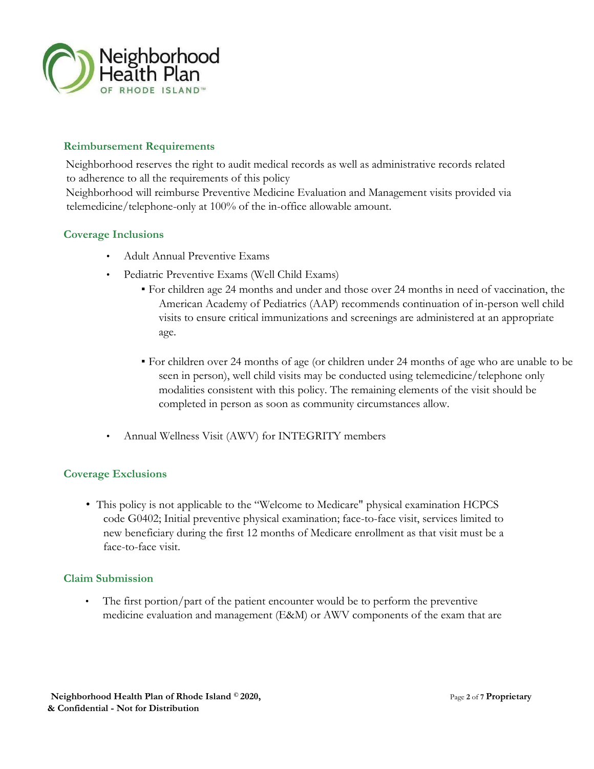## Reimbursement Requirements

Neighborhood reserves the right to audit medical records as well as administrative records related to adherence to all the requirements of this policy

Neighborhood will reimburse Preventive Medicine Evaluation and Management visits provided via telemedicine/telephone-only at 100% of the in-office allowable amount.

## Coverage Inclusions

- Adult Annual Preventive Exams
- Pediatric Preventive Exams (Well Child Exams)
  - For children age 24 months and under and those over 24 months in need of vaccination, the American Academy of Pediatrics (AAP) recommends continuation of in-person well child visits to ensure critical immunizations and screenings are administered at an appropriate age.
  - For children over 24 months of age (or children under 24 months of age who are unable to be seen in person), well child visits may be conducted using telemedicine/telephone only modalities consistent with this policy. The remaining elements of the visit should be completed in person as soon as community circumstances allow.
- Annual Wellness Visit (AWV) for INTEGRITY members

## Coverage Exclusions

- This policy is not applicable to the "Welcome to Medicare" physical examination HCPCS code G0402; Initial preventive physical examination; face-to-face visit, services limited to new beneficiary during the first 12 months of Medicare enrollment as that visit must be a face-to-face visit.

## Claim Submission

- The first portion/part of the patient encounter would be to perform the preventive medicine evaluation and management (E&M) or AWV components of the exam that are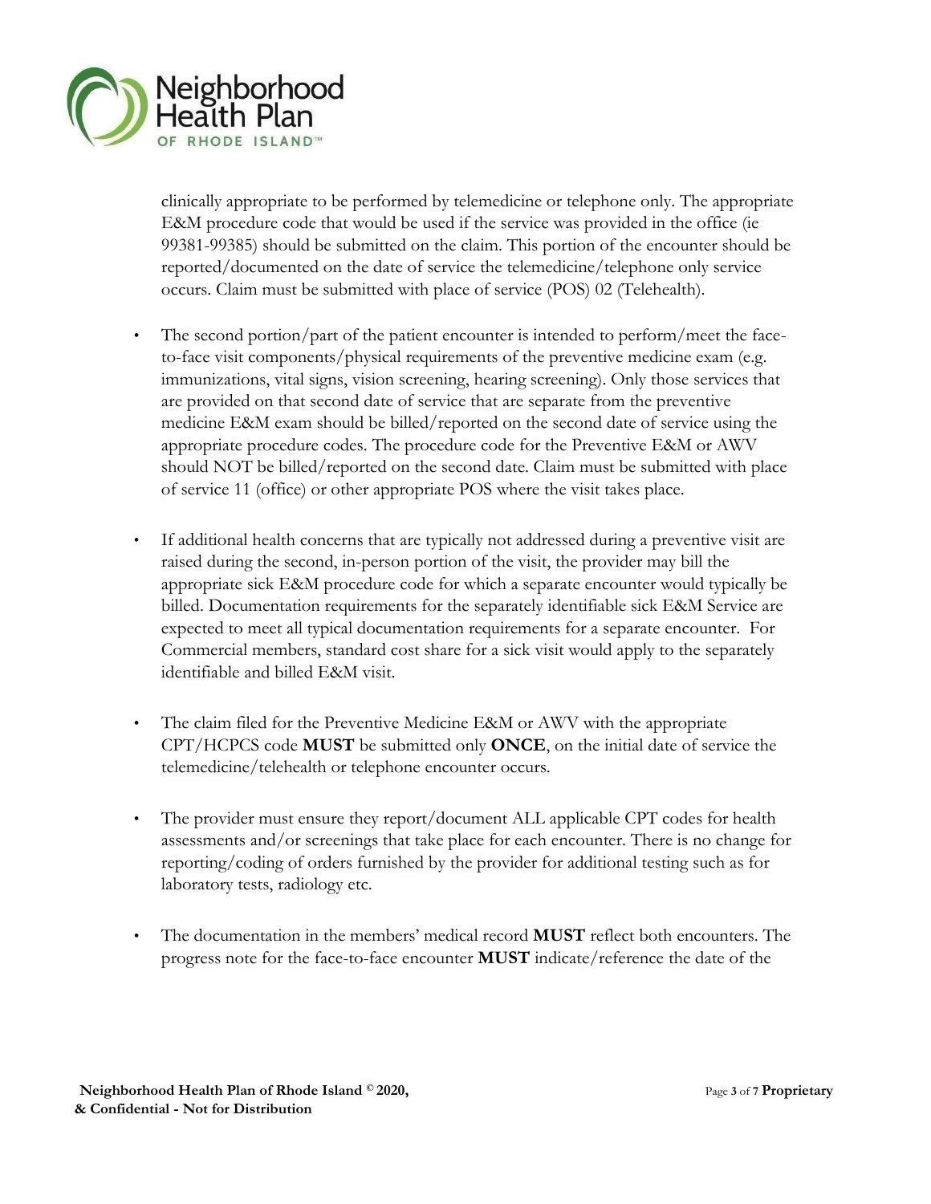clinically appropriate to be performed by telemedicine or telephone only. The appropriate E&M procedure code that would be used if the service was provided in the office (ie 99381-99385) should be submitted on the claim. This portion of the encounter should be reported/documented on the date of service the telemedicine/telephone only service occurs. Claim must be submitted with place of service (POS) 02 (Telehealth).

- The second portion/part of the patient encounter is intended to perform/meet the face-to-face visit components/physical requirements of the preventive medicine exam (e.g. immunizations, vital signs, vision screening, hearing screening). Only those services that are provided on that second date of service that are separate from the preventive medicine E&M exam should be billed/reported on the second date of service using the appropriate procedure codes. The procedure code for the Preventive E&M or AWV should NOT be billed/reported on the second date. Claim must be submitted with place of service 11 (office) or other appropriate POS where the visit takes place.

- If additional health concerns that are typically not addressed during a preventive visit are raised during the second, in-person portion of the visit, the provider may bill the appropriate sick E&M procedure code for which a separate encounter would typically be billed. Documentation requirements for the separately identifiable sick E&M Service are expected to meet all typical documentation requirements for a separate encounter. For Commercial members, standard cost share for a sick visit would apply to the separately identifiable and billed E&M visit.

- The claim filed for the Preventive Medicine E&M or AWV with the appropriate CPT/HCPCS code **MUST** be submitted only **ONCE**, on the initial date of service the telemedicine/telehealth or telephone encounter occurs.

- The provider must ensure they report/document ALL applicable CPT codes for health assessments and/or screenings that take place for each encounter. There is no change for reporting/coding of orders furnished by the provider for additional testing such as for laboratory tests, radiology etc.

- The documentation in the members' medical record **MUST** reflect both encounters. The progress note for the face-to-face encounter **MUST** indicate/reference the date of the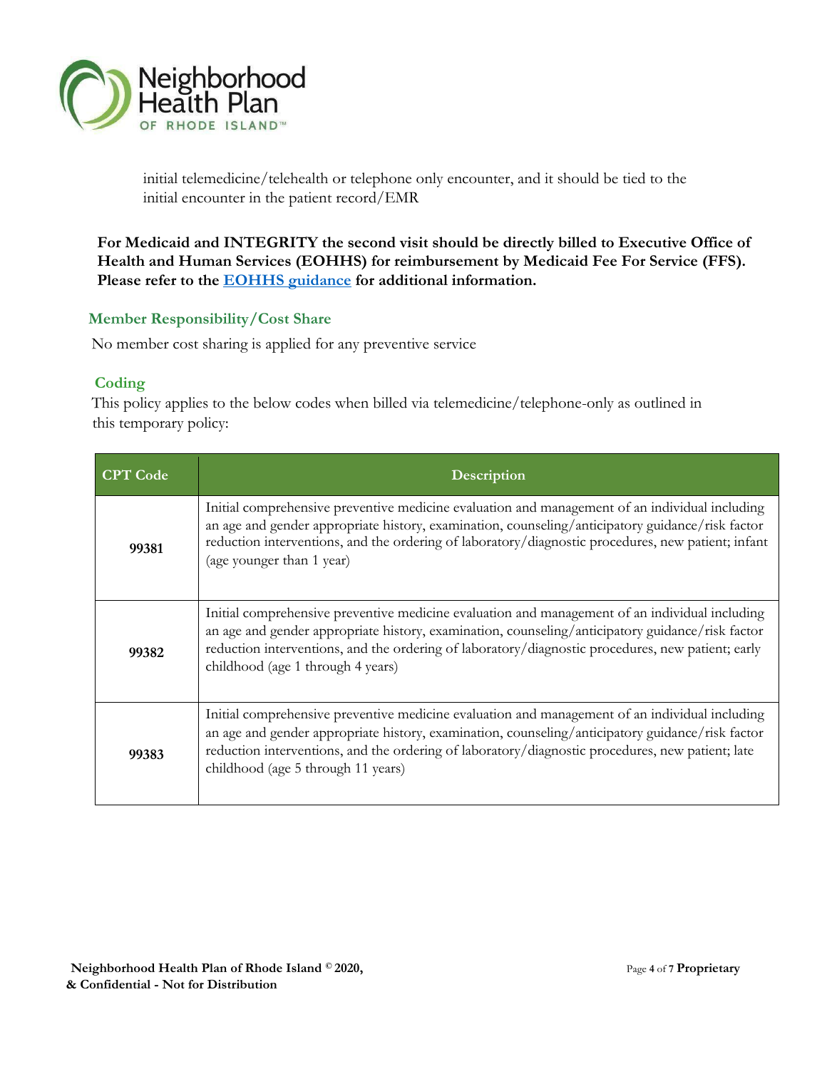initial telemedicine/telehealth or telephone only encounter, and it should be tied to the initial encounter in the patient record/EMR

**For Medicaid and INTEGRITY the second visit should be directly billed to Executive Office of Health and Human Services (EOHHS) for reimbursement by Medicaid Fee For Service (FFS). Please refer to the EOHHS guidance for additional information.**

### Member Responsibility/Cost Share

No member cost sharing is applied for any preventive service

### Coding

This policy applies to the below codes when billed via telemedicine/telephone-only as outlined in this temporary policy:

| CPT Code | Description |
| --- | --- |
| 99381 | Initial comprehensive preventive medicine evaluation and management of an individual including an age and gender appropriate history, examination, counseling/anticipatory guidance/risk factor reduction interventions, and the ordering of laboratory/diagnostic procedures, new patient; infant (age younger than 1 year) |
| 99382 | Initial comprehensive preventive medicine evaluation and management of an individual including an age and gender appropriate history, examination, counseling/anticipatory guidance/risk factor reduction interventions, and the ordering of laboratory/diagnostic procedures, new patient; early childhood (age 1 through 4 years) |
| 99383 | Initial comprehensive preventive medicine evaluation and management of an individual including an age and gender appropriate history, examination, counseling/anticipatory guidance/risk factor reduction interventions, and the ordering of laboratory/diagnostic procedures, new patient; late childhood (age 5 through 11 years) |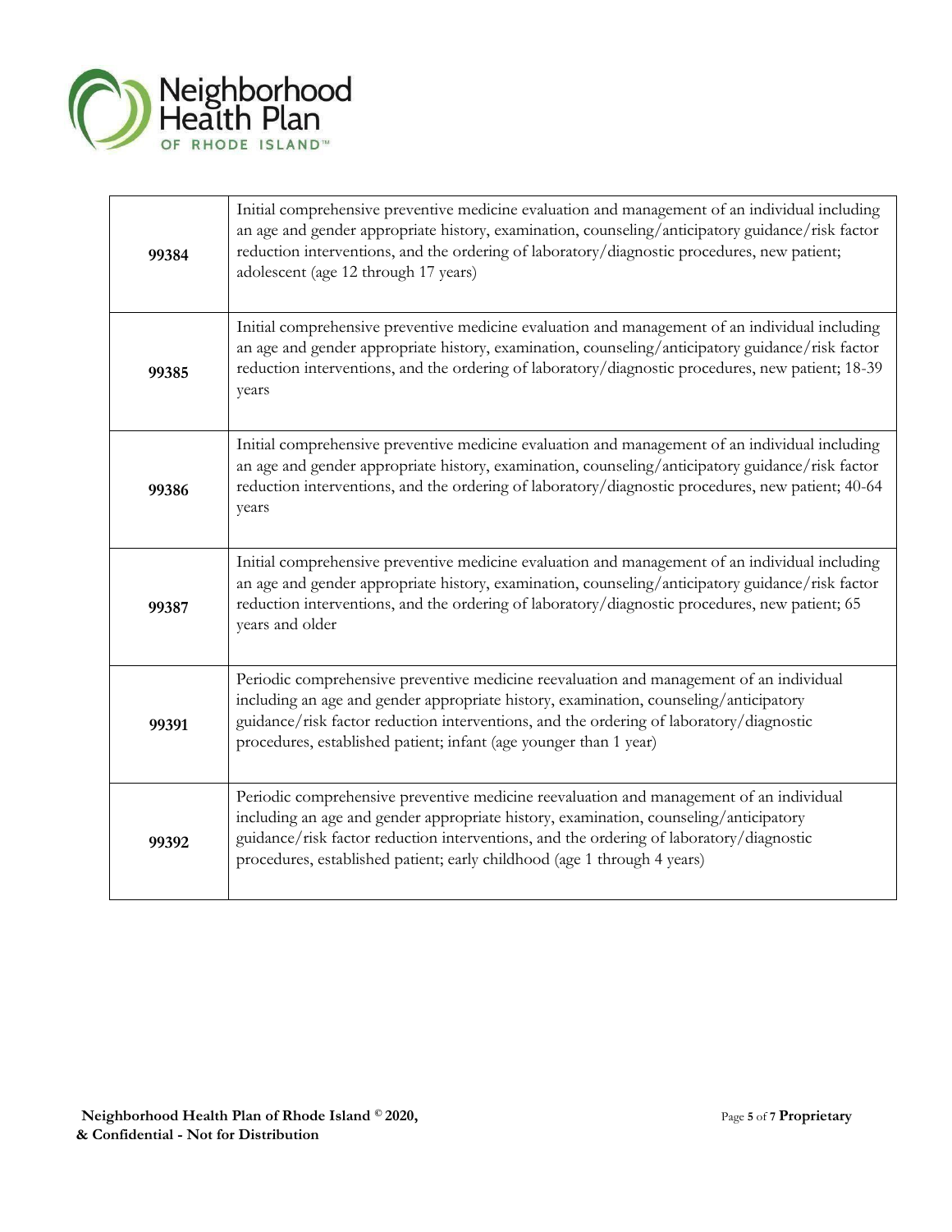| | |
|---|---|
| **99384** | Initial comprehensive preventive medicine evaluation and management of an individual including an age and gender appropriate history, examination, counseling/anticipatory guidance/risk factor reduction interventions, and the ordering of laboratory/diagnostic procedures, new patient; adolescent (age 12 through 17 years) |
| **99385** | Initial comprehensive preventive medicine evaluation and management of an individual including an age and gender appropriate history, examination, counseling/anticipatory guidance/risk factor reduction interventions, and the ordering of laboratory/diagnostic procedures, new patient; 18-39 years |
| **99386** | Initial comprehensive preventive medicine evaluation and management of an individual including an age and gender appropriate history, examination, counseling/anticipatory guidance/risk factor reduction interventions, and the ordering of laboratory/diagnostic procedures, new patient; 40-64 years |
| **99387** | Initial comprehensive preventive medicine evaluation and management of an individual including an age and gender appropriate history, examination, counseling/anticipatory guidance/risk factor reduction interventions, and the ordering of laboratory/diagnostic procedures, new patient; 65 years and older |
| **99391** | Periodic comprehensive preventive medicine reevaluation and management of an individual including an age and gender appropriate history, examination, counseling/anticipatory guidance/risk factor reduction interventions, and the ordering of laboratory/diagnostic procedures, established patient; infant (age younger than 1 year) |
| **99392** | Periodic comprehensive preventive medicine reevaluation and management of an individual including an age and gender appropriate history, examination, counseling/anticipatory guidance/risk factor reduction interventions, and the ordering of laboratory/diagnostic procedures, established patient; early childhood (age 1 through 4 years) |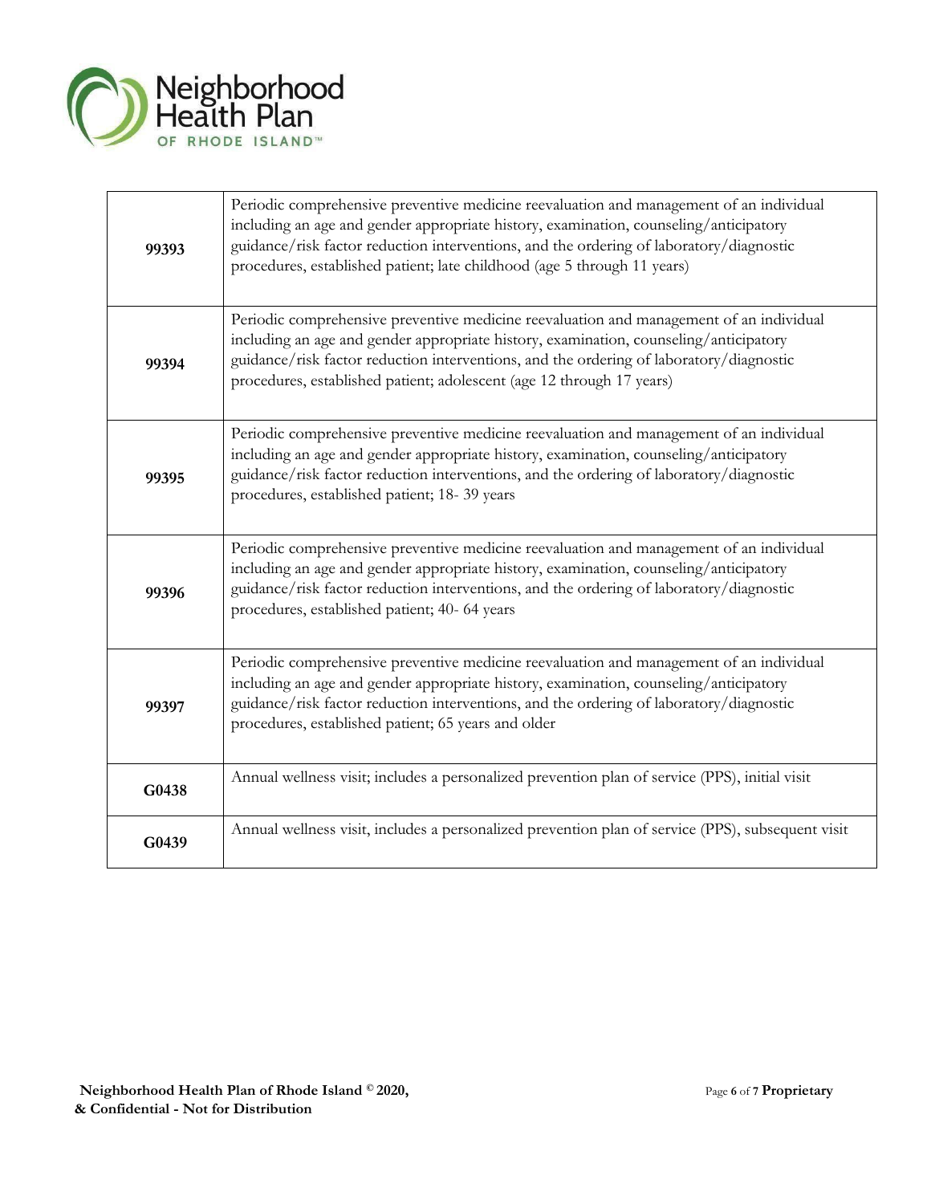| | |
|---|---|
| **99393** | Periodic comprehensive preventive medicine reevaluation and management of an individual including an age and gender appropriate history, examination, counseling/anticipatory guidance/risk factor reduction interventions, and the ordering of laboratory/diagnostic procedures, established patient; late childhood (age 5 through 11 years) |
| **99394** | Periodic comprehensive preventive medicine reevaluation and management of an individual including an age and gender appropriate history, examination, counseling/anticipatory guidance/risk factor reduction interventions, and the ordering of laboratory/diagnostic procedures, established patient; adolescent (age 12 through 17 years) |
| **99395** | Periodic comprehensive preventive medicine reevaluation and management of an individual including an age and gender appropriate history, examination, counseling/anticipatory guidance/risk factor reduction interventions, and the ordering of laboratory/diagnostic procedures, established patient; 18- 39 years |
| **99396** | Periodic comprehensive preventive medicine reevaluation and management of an individual including an age and gender appropriate history, examination, counseling/anticipatory guidance/risk factor reduction interventions, and the ordering of laboratory/diagnostic procedures, established patient; 40- 64 years |
| **99397** | Periodic comprehensive preventive medicine reevaluation and management of an individual including an age and gender appropriate history, examination, counseling/anticipatory guidance/risk factor reduction interventions, and the ordering of laboratory/diagnostic procedures, established patient; 65 years and older |
| **G0438** | Annual wellness visit; includes a personalized prevention plan of service (PPS), initial visit |
| **G0439** | Annual wellness visit, includes a personalized prevention plan of service (PPS), subsequent visit |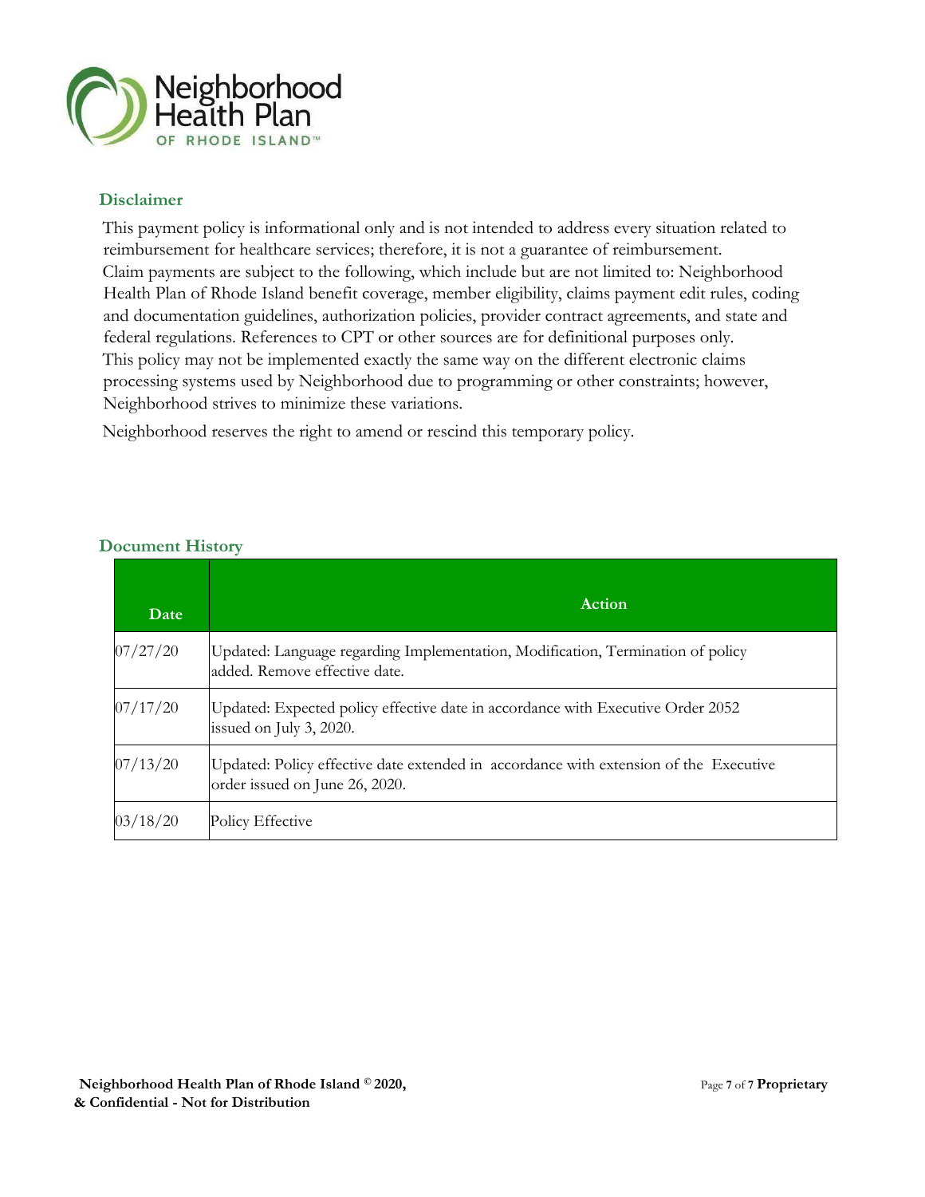## Disclaimer

This payment policy is informational only and is not intended to address every situation related to reimbursement for healthcare services; therefore, it is not a guarantee of reimbursement. Claim payments are subject to the following, which include but are not limited to: Neighborhood Health Plan of Rhode Island benefit coverage, member eligibility, claims payment edit rules, coding and documentation guidelines, authorization policies, provider contract agreements, and state and federal regulations. References to CPT or other sources are for definitional purposes only. This policy may not be implemented exactly the same way on the different electronic claims processing systems used by Neighborhood due to programming or other constraints; however, Neighborhood strives to minimize these variations.

Neighborhood reserves the right to amend or rescind this temporary policy.

## Document History

| Date | Action |
|---|---|
| 07/27/20 | Updated: Language regarding Implementation, Modification, Termination of policy added. Remove effective date. |
| 07/17/20 | Updated: Expected policy effective date in accordance with Executive Order 2052 issued on July 3, 2020. |
| 07/13/20 | Updated: Policy effective date extended in accordance with extension of the Executive order issued on June 26, 2020. |
| 03/18/20 | Policy Effective |

**Neighborhood Health Plan of Rhode Island © 2020, Proprietary & Confidential - Not for Distribution**